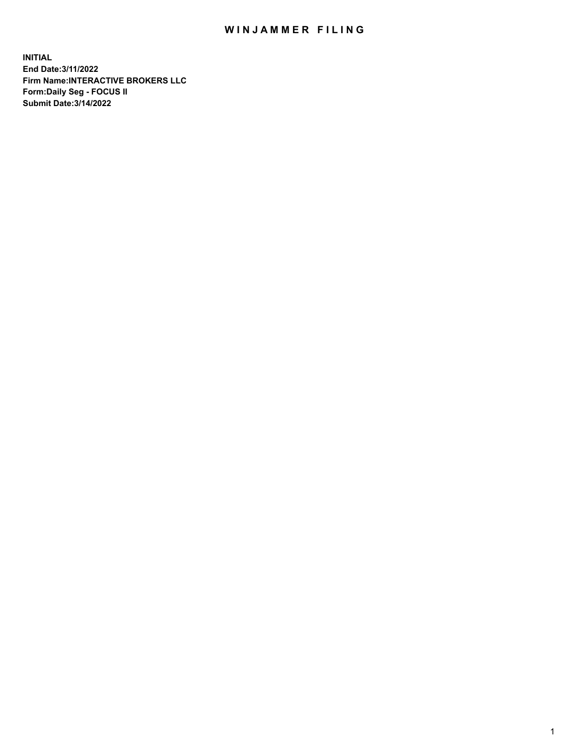# WINJAMMER FILING

**INITIAL**
**End Date:3/11/2022**
**Firm Name:INTERACTIVE BROKERS LLC**
**Form:Daily Seg - FOCUS II**
**Submit Date:3/14/2022**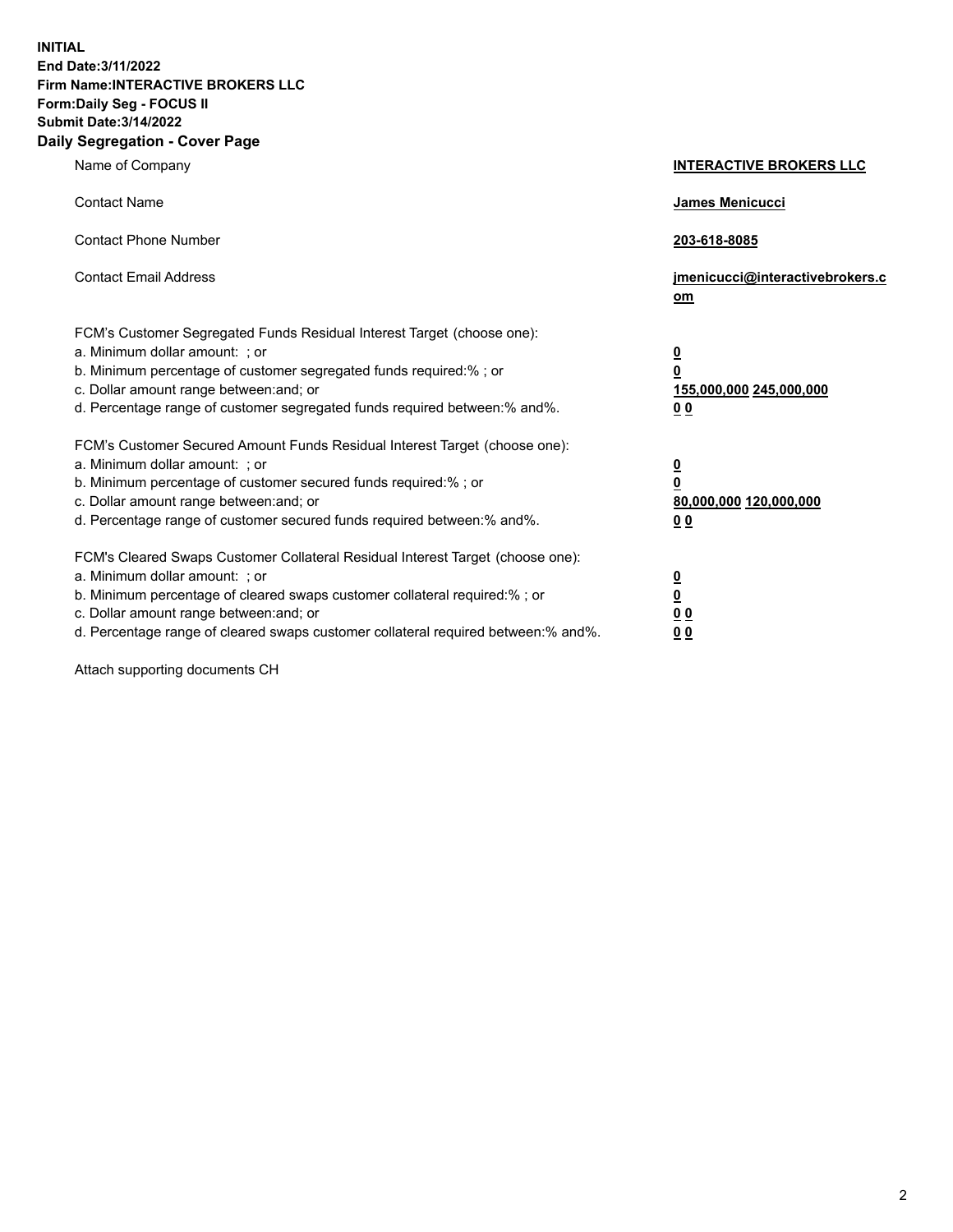**INITIAL**
**End Date:3/11/2022**
**Firm Name:INTERACTIVE BROKERS LLC**
**Form:Daily Seg - FOCUS II**
**Submit Date:3/14/2022**

## Daily Segregation - Cover Page

| | |
|---|---|
| Name of Company | **INTERACTIVE BROKERS LLC** |
| Contact Name | **James Menicucci** |
| Contact Phone Number | **203-618-8085** |
| Contact Email Address | **jmenicucci@interactivebrokers.com** |
| FCM's Customer Segregated Funds Residual Interest Target (choose one): | |
| a. Minimum dollar amount: ; or | **0** |
| b. Minimum percentage of customer segregated funds required:% ; or | **0** |
| c. Dollar amount range between:and; or | **155,000,000 245,000,000** |
| d. Percentage range of customer segregated funds required between:% and%. | **0 0** |
| FCM's Customer Secured Amount Funds Residual Interest Target (choose one): | |
| a. Minimum dollar amount: ; or | **0** |
| b. Minimum percentage of customer secured funds required:% ; or | **0** |
| c. Dollar amount range between:and; or | **80,000,000 120,000,000** |
| d. Percentage range of customer secured funds required between:% and%. | **0 0** |
| FCM's Cleared Swaps Customer Collateral Residual Interest Target (choose one): | |
| a. Minimum dollar amount: ; or | **0** |
| b. Minimum percentage of cleared swaps customer collateral required:% ; or | **0** |
| c. Dollar amount range between:and; or | **0 0** |
| d. Percentage range of cleared swaps customer collateral required between:% and%. | **0 0** |

Attach supporting documents CH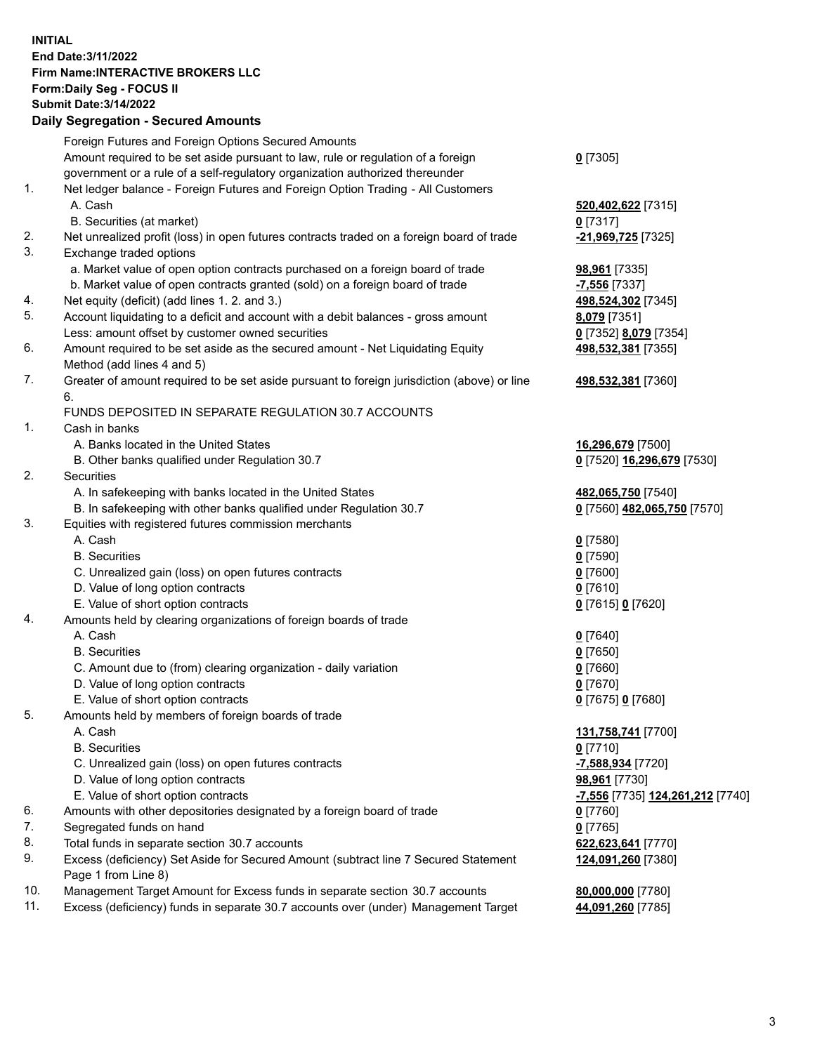**INITIAL**
**End Date:3/11/2022**
**Firm Name:INTERACTIVE BROKERS LLC**
**Form:Daily Seg - FOCUS II**
**Submit Date:3/14/2022**

### Daily Segregation - Secured Amounts

| | | |
|---|---|---|
| | Foreign Futures and Foreign Options Secured Amounts | |
| | Amount required to be set aside pursuant to law, rule or regulation of a foreign government or a rule of a self-regulatory organization authorized thereunder | **0** [7305] |
| 1. | Net ledger balance - Foreign Futures and Foreign Option Trading - All Customers | |
| | A. Cash | **520,402,622** [7315] |
| | B. Securities (at market) | **0** [7317] |
| 2. | Net unrealized profit (loss) in open futures contracts traded on a foreign board of trade | **-21,969,725** [7325] |
| 3. | Exchange traded options | |
| | a. Market value of open option contracts purchased on a foreign board of trade | **98,961** [7335] |
| | b. Market value of open contracts granted (sold) on a foreign board of trade | **-7,556** [7337] |
| 4. | Net equity (deficit) (add lines 1. 2. and 3.) | **498,524,302** [7345] |
| 5. | Account liquidating to a deficit and account with a debit balances - gross amount | **8,079** [7351] |
| | Less: amount offset by customer owned securities | **0** [7352] **8,079** [7354] |
| 6. | Amount required to be set aside as the secured amount - Net Liquidating Equity Method (add lines 4 and 5) | **498,532,381** [7355] |
| 7. | Greater of amount required to be set aside pursuant to foreign jurisdiction (above) or line 6. | **498,532,381** [7360] |
| | FUNDS DEPOSITED IN SEPARATE REGULATION 30.7 ACCOUNTS | |
| 1. | Cash in banks | |
| | A. Banks located in the United States | **16,296,679** [7500] |
| | B. Other banks qualified under Regulation 30.7 | **0** [7520] **16,296,679** [7530] |
| 2. | Securities | |
| | A. In safekeeping with banks located in the United States | **482,065,750** [7540] |
| | B. In safekeeping with other banks qualified under Regulation 30.7 | **0** [7560] **482,065,750** [7570] |
| 3. | Equities with registered futures commission merchants | |
| | A. Cash | **0** [7580] |
| | B. Securities | **0** [7590] |
| | C. Unrealized gain (loss) on open futures contracts | **0** [7600] |
| | D. Value of long option contracts | **0** [7610] |
| | E. Value of short option contracts | **0** [7615] **0** [7620] |
| 4. | Amounts held by clearing organizations of foreign boards of trade | |
| | A. Cash | **0** [7640] |
| | B. Securities | **0** [7650] |
| | C. Amount due to (from) clearing organization - daily variation | **0** [7660] |
| | D. Value of long option contracts | **0** [7670] |
| | E. Value of short option contracts | **0** [7675] **0** [7680] |
| 5. | Amounts held by members of foreign boards of trade | |
| | A. Cash | **131,758,741** [7700] |
| | B. Securities | **0** [7710] |
| | C. Unrealized gain (loss) on open futures contracts | **-7,588,934** [7720] |
| | D. Value of long option contracts | **98,961** [7730] |
| | E. Value of short option contracts | **-7,556** [7735] **124,261,212** [7740] |
| 6. | Amounts with other depositories designated by a foreign board of trade | **0** [7760] |
| 7. | Segregated funds on hand | **0** [7765] |
| 8. | Total funds in separate section 30.7 accounts | **622,623,641** [7770] |
| 9. | Excess (deficiency) Set Aside for Secured Amount (subtract line 7 Secured Statement Page 1 from Line 8) | **124,091,260** [7380] |
| 10. | Management Target Amount for Excess funds in separate section 30.7 accounts | **80,000,000** [7780] |
| 11. | Excess (deficiency) funds in separate 30.7 accounts over (under) Management Target | **44,091,260** [7785] |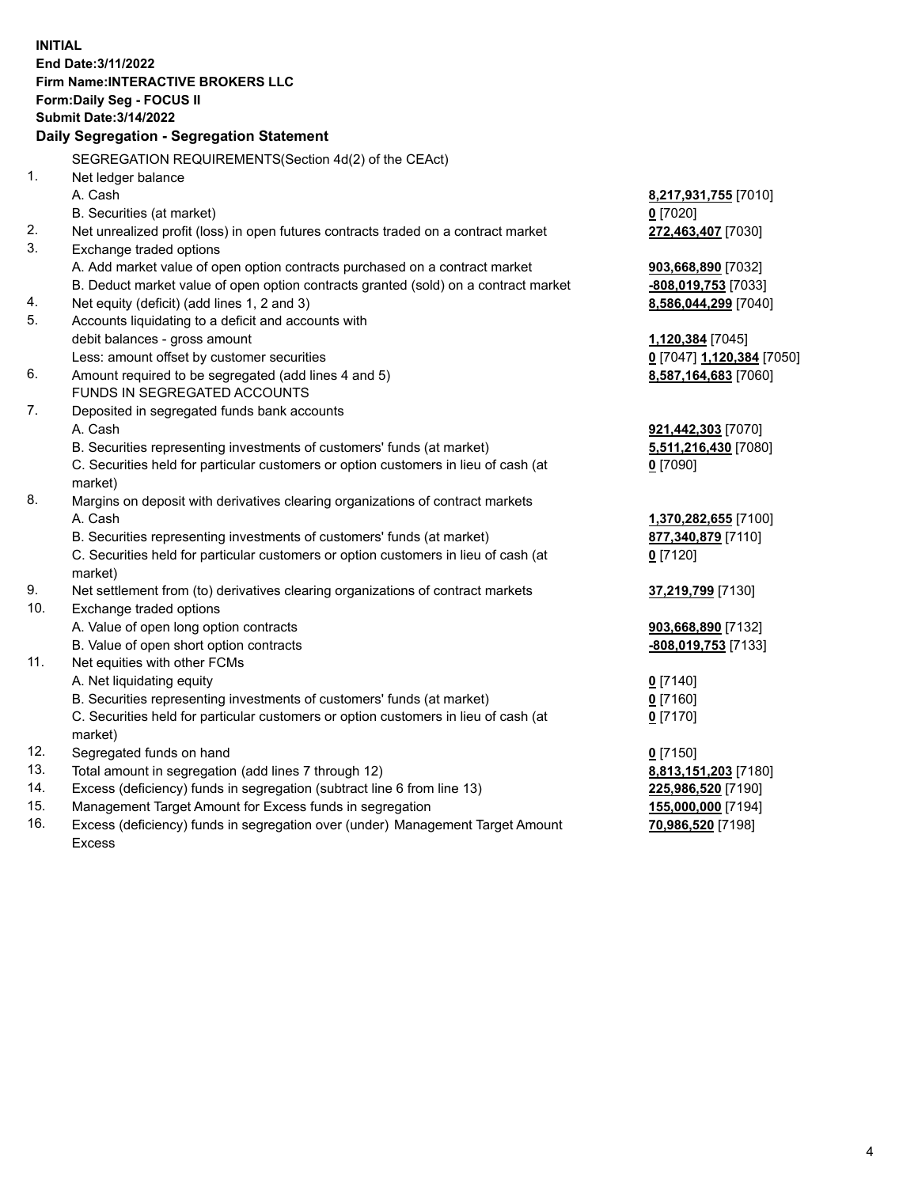**INITIAL**
**End Date:3/11/2022**
**Firm Name:INTERACTIVE BROKERS LLC**
**Form:Daily Seg - FOCUS II**
**Submit Date:3/14/2022**

## Daily Segregation - Segregation Statement

SEGREGATION REQUIREMENTS(Section 4d(2) of the CEAct)

| | | |
|---|---|---|
| 1. | Net ledger balance | |
| | A. Cash | **8,217,931,755** [7010] |
| | B. Securities (at market) | **0** [7020] |
| 2. | Net unrealized profit (loss) in open futures contracts traded on a contract market | **272,463,407** [7030] |
| 3. | Exchange traded options | |
| | A. Add market value of open option contracts purchased on a contract market | **903,668,890** [7032] |
| | B. Deduct market value of open option contracts granted (sold) on a contract market | **-808,019,753** [7033] |
| 4. | Net equity (deficit) (add lines 1, 2 and 3) | **8,586,044,299** [7040] |
| 5. | Accounts liquidating to a deficit and accounts with debit balances - gross amount | **1,120,384** [7045] |
| | Less: amount offset by customer securities | **0** [7047] **1,120,384** [7050] |
| 6. | Amount required to be segregated (add lines 4 and 5) | **8,587,164,683** [7060] |
| | FUNDS IN SEGREGATED ACCOUNTS | |
| 7. | Deposited in segregated funds bank accounts | |
| | A. Cash | **921,442,303** [7070] |
| | B. Securities representing investments of customers' funds (at market) | **5,511,216,430** [7080] |
| | C. Securities held for particular customers or option customers in lieu of cash (at market) | **0** [7090] |
| 8. | Margins on deposit with derivatives clearing organizations of contract markets | |
| | A. Cash | **1,370,282,655** [7100] |
| | B. Securities representing investments of customers' funds (at market) | **877,340,879** [7110] |
| | C. Securities held for particular customers or option customers in lieu of cash (at market) | **0** [7120] |
| 9. | Net settlement from (to) derivatives clearing organizations of contract markets | **37,219,799** [7130] |
| 10. | Exchange traded options | |
| | A. Value of open long option contracts | **903,668,890** [7132] |
| | B. Value of open short option contracts | **-808,019,753** [7133] |
| 11. | Net equities with other FCMs | |
| | A. Net liquidating equity | **0** [7140] |
| | B. Securities representing investments of customers' funds (at market) | **0** [7160] |
| | C. Securities held for particular customers or option customers in lieu of cash (at market) | **0** [7170] |
| 12. | Segregated funds on hand | **0** [7150] |
| 13. | Total amount in segregation (add lines 7 through 12) | **8,813,151,203** [7180] |
| 14. | Excess (deficiency) funds in segregation (subtract line 6 from line 13) | **225,986,520** [7190] |
| 15. | Management Target Amount for Excess funds in segregation | **155,000,000** [7194] |
| 16. | Excess (deficiency) funds in segregation over (under) Management Target Amount Excess | **70,986,520** [7198] |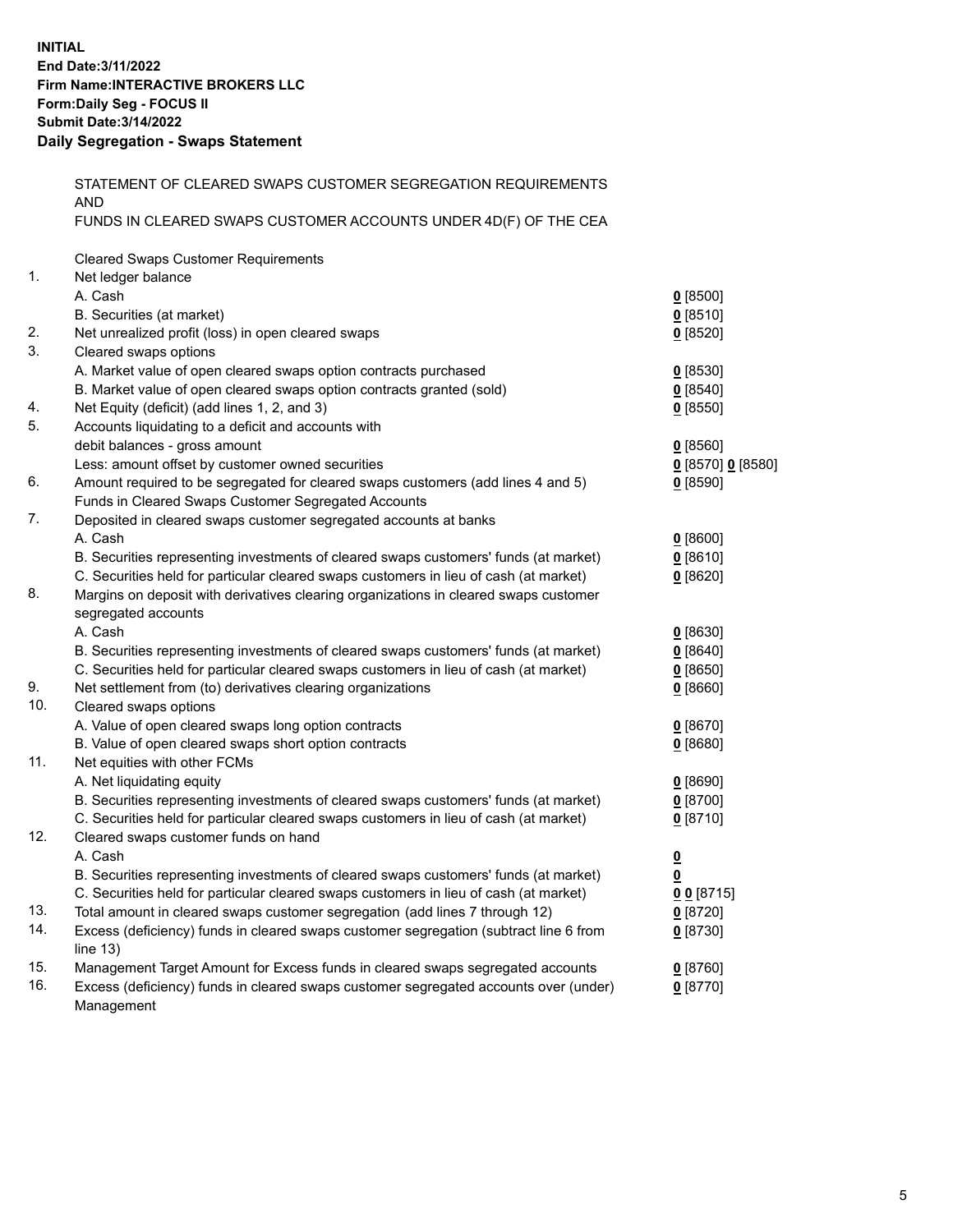**INITIAL**
**End Date:3/11/2022**
**Firm Name:INTERACTIVE BROKERS LLC**
**Form:Daily Seg - FOCUS II**
**Submit Date:3/14/2022**
**Daily Segregation - Swaps Statement**

STATEMENT OF CLEARED SWAPS CUSTOMER SEGREGATION REQUIREMENTS AND FUNDS IN CLEARED SWAPS CUSTOMER ACCOUNTS UNDER 4D(F) OF THE CEA

| | | |
|---|---|---|
| | Cleared Swaps Customer Requirements | |
| 1. | Net ledger balance | |
| | A. Cash | 0 [8500] |
| | B. Securities (at market) | 0 [8510] |
| 2. | Net unrealized profit (loss) in open cleared swaps | 0 [8520] |
| 3. | Cleared swaps options | |
| | A. Market value of open cleared swaps option contracts purchased | 0 [8530] |
| | B. Market value of open cleared swaps option contracts granted (sold) | 0 [8540] |
| 4. | Net Equity (deficit) (add lines 1, 2, and 3) | 0 [8550] |
| 5. | Accounts liquidating to a deficit and accounts with debit balances - gross amount | 0 [8560] |
| | Less: amount offset by customer owned securities | 0 [8570] 0 [8580] |
| 6. | Amount required to be segregated for cleared swaps customers (add lines 4 and 5) | 0 [8590] |
| | Funds in Cleared Swaps Customer Segregated Accounts | |
| 7. | Deposited in cleared swaps customer segregated accounts at banks | |
| | A. Cash | 0 [8600] |
| | B. Securities representing investments of cleared swaps customers' funds (at market) | 0 [8610] |
| | C. Securities held for particular cleared swaps customers in lieu of cash (at market) | 0 [8620] |
| 8. | Margins on deposit with derivatives clearing organizations in cleared swaps customer segregated accounts | |
| | A. Cash | 0 [8630] |
| | B. Securities representing investments of cleared swaps customers' funds (at market) | 0 [8640] |
| | C. Securities held for particular cleared swaps customers in lieu of cash (at market) | 0 [8650] |
| 9. | Net settlement from (to) derivatives clearing organizations | 0 [8660] |
| 10. | Cleared swaps options | |
| | A. Value of open cleared swaps long option contracts | 0 [8670] |
| | B. Value of open cleared swaps short option contracts | 0 [8680] |
| 11. | Net equities with other FCMs | |
| | A. Net liquidating equity | 0 [8690] |
| | B. Securities representing investments of cleared swaps customers' funds (at market) | 0 [8700] |
| | C. Securities held for particular cleared swaps customers in lieu of cash (at market) | 0 [8710] |
| 12. | Cleared swaps customer funds on hand | |
| | A. Cash | 0 |
| | B. Securities representing investments of cleared swaps customers' funds (at market) | 0 |
| | C. Securities held for particular cleared swaps customers in lieu of cash (at market) | 0 0 [8715] |
| 13. | Total amount in cleared swaps customer segregation (add lines 7 through 12) | 0 [8720] |
| 14. | Excess (deficiency) funds in cleared swaps customer segregation (subtract line 6 from line 13) | 0 [8730] |
| 15. | Management Target Amount for Excess funds in cleared swaps segregated accounts | 0 [8760] |
| 16. | Excess (deficiency) funds in cleared swaps customer segregated accounts over (under) Management | 0 [8770] |